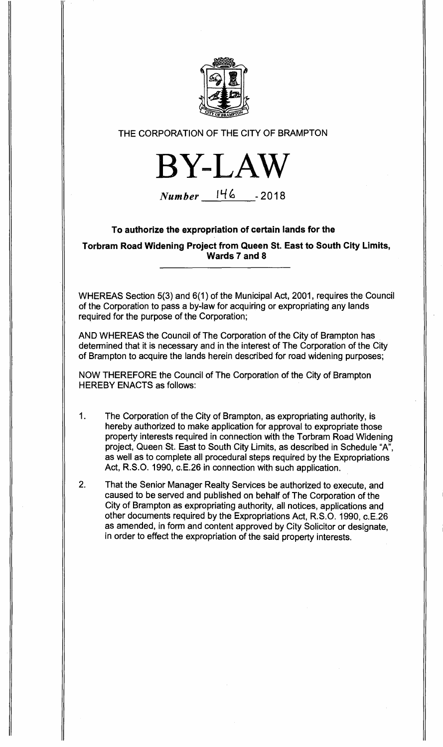THE CORPORATION OF THE CITY OF BRAMPTON

# BY-LAW

*Number* 146 - 2018

**To authorize the expropriation of certain lands for the**

**Torbram Road Widening Project from Queen St. East to South City Limits, Wards 7 and 8**

WHEREAS Section 5(3) and 6(1) of the Municipal Act, 2001, requires the Council of the Corporation to pass a by-law for acquiring or expropriating any lands required for the purpose of the Corporation;

AND WHEREAS the Council of The Corporation of the City of Brampton has determined that it is necessary and in the interest of The Corporation of the City of Brampton to acquire the lands herein described for road widening purposes;

NOW THEREFORE the Council of The Corporation of the City of Brampton HEREBY ENACTS as follows:

1. The Corporation of the City of Brampton, as expropriating authority, is hereby authorized to make application for approval to expropriate those property interests required in connection with the Torbram Road Widening project, Queen St. East to South City Limits, as described in Schedule "A", as well as to complete all procedural steps required by the Expropriations Act, R.S.O. 1990, c.E.26 in connection with such application.

2. That the Senior Manager Realty Services be authorized to execute, and caused to be served and published on behalf of The Corporation of the City of Brampton as expropriating authority, all notices, applications and other documents required by the Expropriations Act, R.S.O. 1990, c.E.26 as amended, in form and content approved by City Solicitor or designate, in order to effect the expropriation of the said property interests.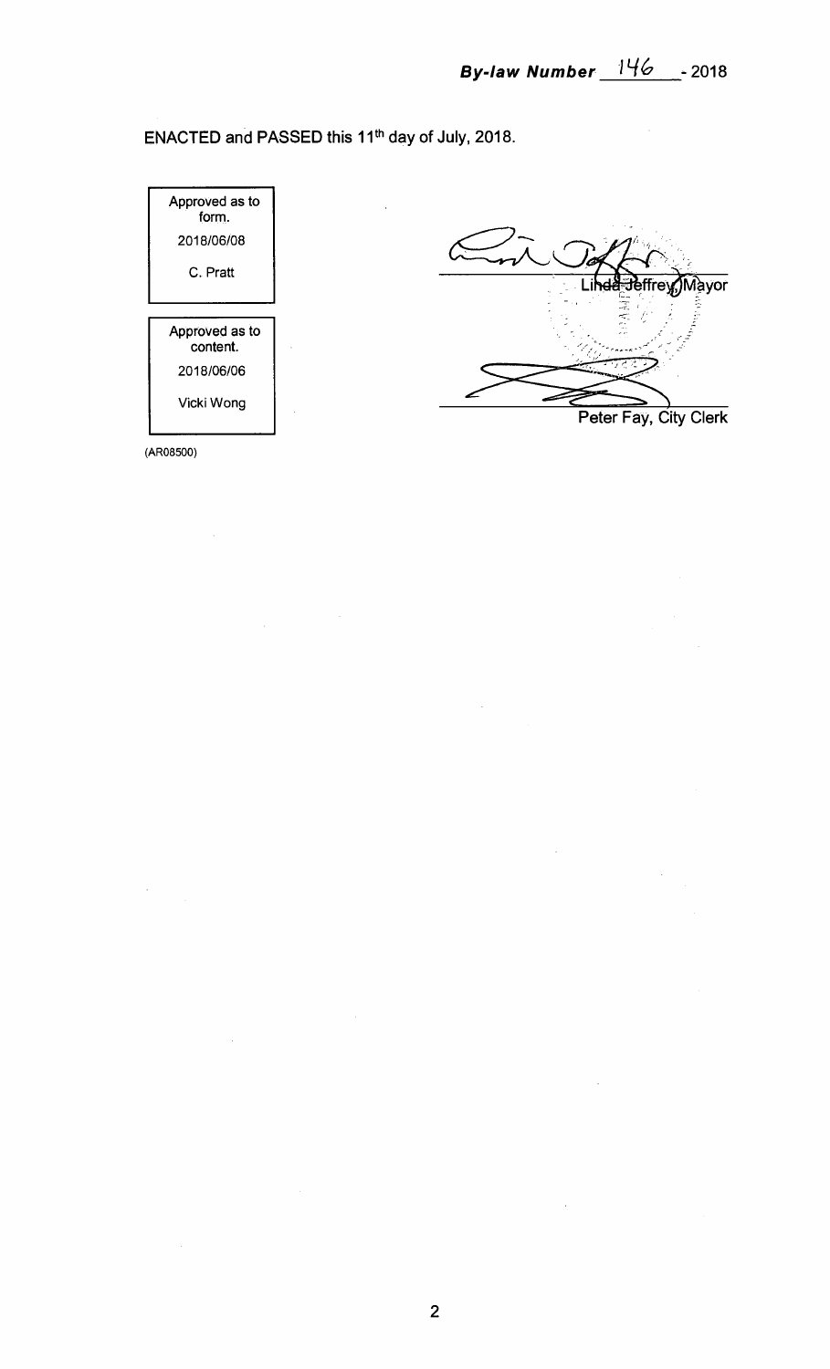***By-law Number 146 - 2018***

ENACTED and PASSED this 11th day of July, 2018.

| Approved as to form. |
| --- |
| 2018/06/08 |
| C. Pratt |

| Approved as to content. |
| --- |
| 2018/06/06 |
| Vicki Wong |

Linda Jeffrey, Mayor

Peter Fay, City Clerk

(AR08500)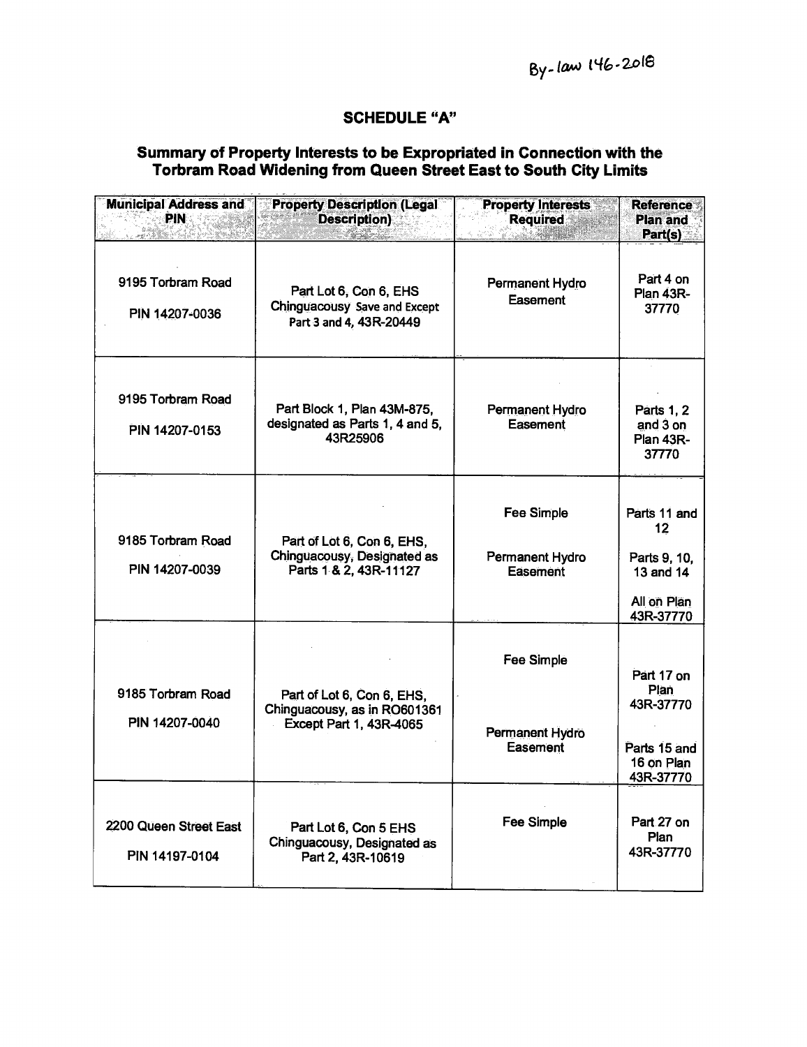By-law 146-2018

## SCHEDULE "A"

### Summary of Property Interests to be Expropriated in Connection with the Torbram Road Widening from Queen Street East to South City Limits

| Municipal Address and PIN | Property Description (Legal Description) | Property Interests Required | Reference Plan and Part(s) |
|---|---|---|---|
| 9195 Torbram Road<br><br>PIN 14207-0036 | Part Lot 6, Con 6, EHS Chinguacousy Save and Except Part 3 and 4, 43R-20449 | Permanent Hydro Easement | Part 4 on Plan 43R-37770 |
| 9195 Torbram Road<br><br>PIN 14207-0153 | Part Block 1, Plan 43M-875, designated as Parts 1, 4 and 5, 43R25906 | Permanent Hydro Easement | Parts 1, 2 and 3 on Plan 43R-37770 |
| 9185 Torbram Road<br><br>PIN 14207-0039 | Part of Lot 6, Con 6, EHS, Chinguacousy, Designated as Parts 1 & 2, 43R-11127 | Fee Simple<br><br>Permanent Hydro Easement | Parts 11 and 12<br><br>Parts 9, 10, 13 and 14<br><br>All on Plan 43R-37770 |
| 9185 Torbram Road<br><br>PIN 14207-0040 | Part of Lot 6, Con 6, EHS, Chinguacousy, as in RO601361 Except Part 1, 43R-4065 | Fee Simple<br><br>Permanent Hydro Easement | Part 17 on Plan 43R-37770<br><br>Parts 15 and 16 on Plan 43R-37770 |
| 2200 Queen Street East<br><br>PIN 14197-0104 | Part Lot 6, Con 5 EHS Chinguacousy, Designated as Part 2, 43R-10619 | Fee Simple | Part 27 on Plan 43R-37770 |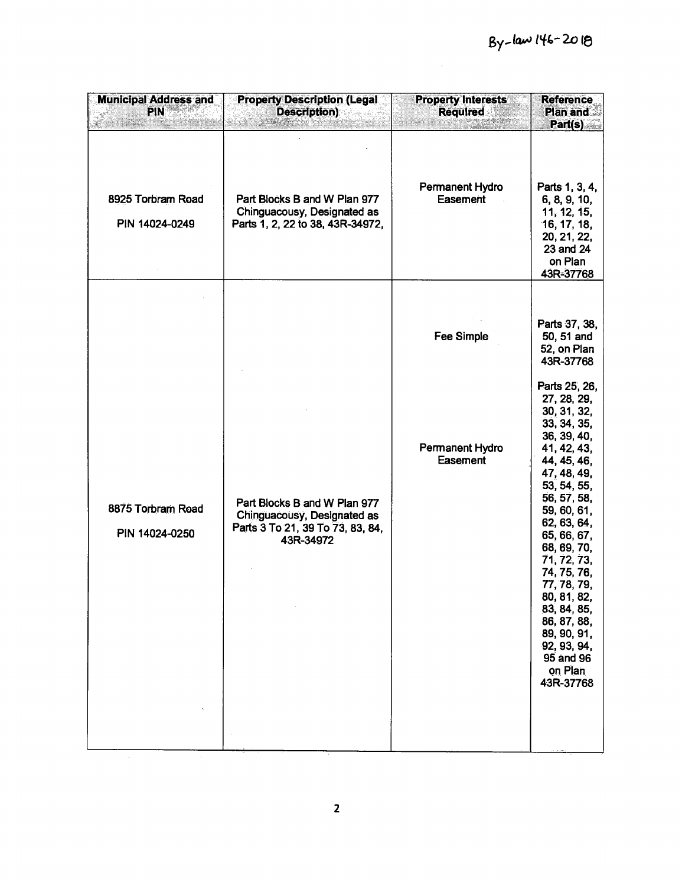By-law 146-2018

| Municipal Address and PIN | Property Description (Legal Description) | Property Interests Required | Reference Plan and Part(s) |
|---|---|---|---|
| 8925 Torbram Road<br><br>PIN 14024-0249 | Part Blocks B and W Plan 977 Chinguacousy, Designated as Parts 1, 2, 22 to 38, 43R-34972, | Permanent Hydro Easement | Parts 1, 3, 4, 6, 8, 9, 10, 11, 12, 15, 16, 17, 18, 20, 21, 22, 23 and 24 on Plan 43R-37768 |
| 8875 Torbram Road<br><br>PIN 14024-0250 | Part Blocks B and W Plan 977 Chinguacousy, Designated as Parts 3 To 21, 39 To 73, 83, 84, 43R-34972 | Fee Simple<br><br>Permanent Hydro Easement | Parts 37, 38, 50, 51 and 52, on Plan 43R-37768<br><br>Parts 25, 26, 27, 28, 29, 30, 31, 32, 33, 34, 35, 36, 39, 40, 41, 42, 43, 44, 45, 46, 47, 48, 49, 53, 54, 55, 56, 57, 58, 59, 60, 61, 62, 63, 64, 65, 66, 67, 68, 69, 70, 71, 72, 73, 74, 75, 76, 77, 78, 79, 80, 81, 82, 83, 84, 85, 86, 87, 88, 89, 90, 91, 92, 93, 94, 95 and 96 on Plan 43R-37768 |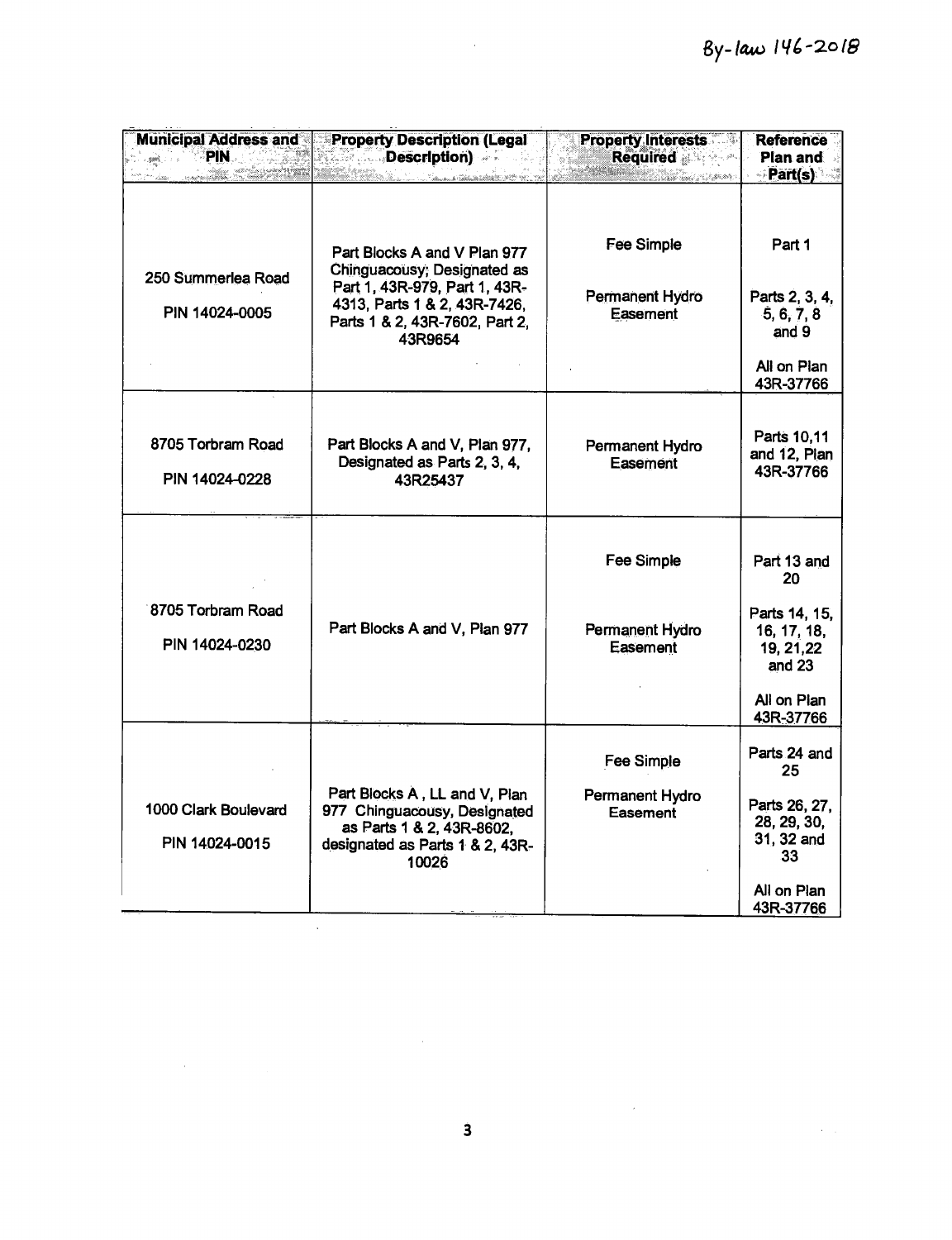By-law 146-2018

| Municipal Address and PIN | Property Description (Legal Description) | Property Interests Required | Reference Plan and Part(s) |
|---|---|---|---|
| 250 Summerlea Road<br><br>PIN 14024-0005 | Part Blocks A and V Plan 977 Chinguacousy; Designated as Part 1, 43R-979, Part 1, 43R-4313, Parts 1 & 2, 43R-7426, Parts 1 & 2, 43R-7602, Part 2, 43R9654 | Fee Simple<br><br>Permanent Hydro Easement | Part 1<br><br>Parts 2, 3, 4, 5, 6, 7, 8 and 9<br><br>All on Plan 43R-37766 |
| 8705 Torbram Road<br><br>PIN 14024-0228 | Part Blocks A and V, Plan 977, Designated as Parts 2, 3, 4, 43R25437 | Permanent Hydro Easement | Parts 10,11 and 12, Plan 43R-37766 |
| 8705 Torbram Road<br><br>PIN 14024-0230 | Part Blocks A and V, Plan 977 | Fee Simple<br><br>Permanent Hydro Easement | Part 13 and 20<br><br>Parts 14, 15, 16, 17, 18, 19, 21,22 and 23<br><br>All on Plan 43R-37766 |
| 1000 Clark Boulevard<br><br>PIN 14024-0015 | Part Blocks A , LL and V, Plan 977 Chinguacousy, Designated as Parts 1 & 2, 43R-8602, designated as Parts 1 & 2, 43R-10026 | Fee Simple<br><br>Permanent Hydro Easement | Parts 24 and 25<br><br>Parts 26, 27, 28, 29, 30, 31, 32 and 33<br><br>All on Plan 43R-37766 |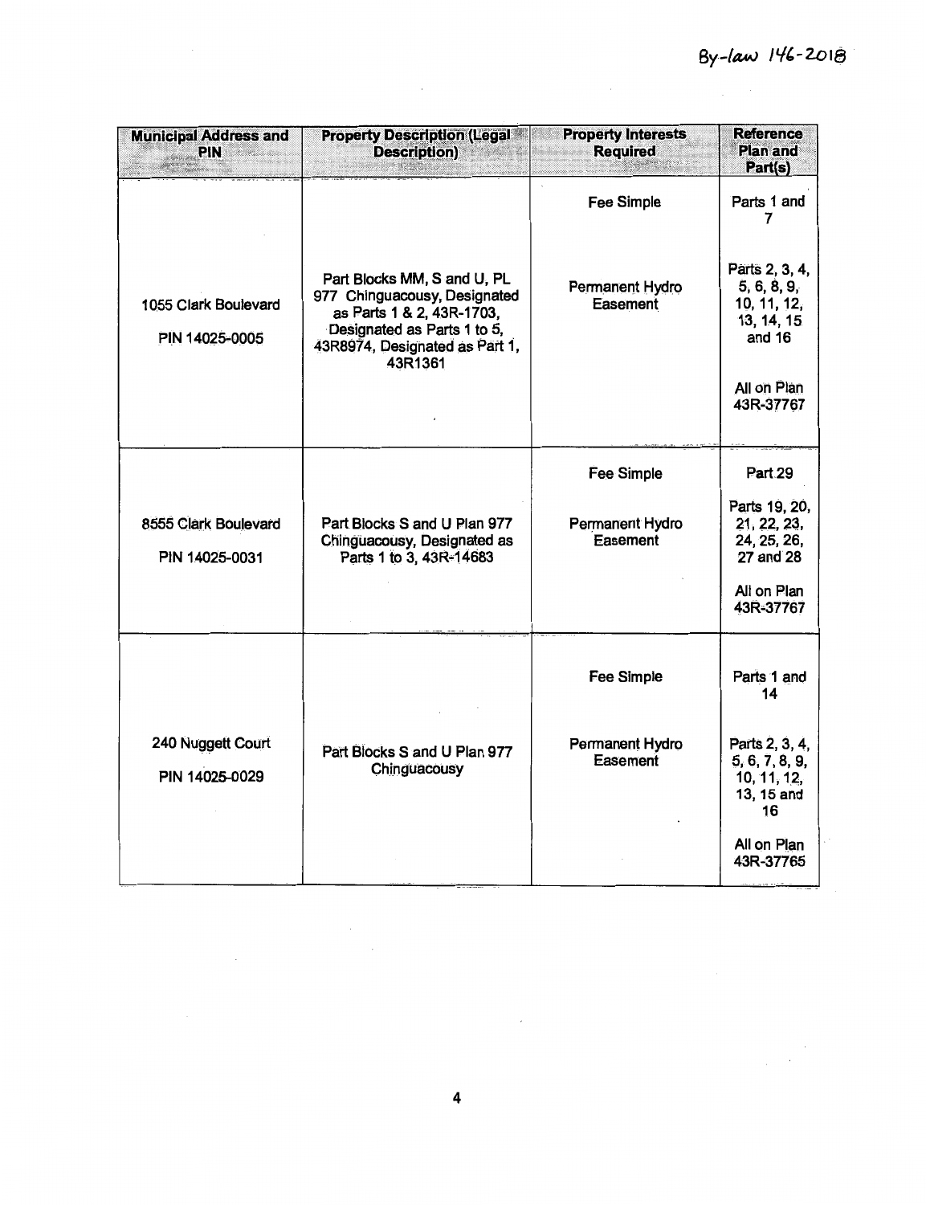By-law 146-2018

| Municipal Address and PIN | Property Description (Legal Description) | Property Interests Required | Reference Plan and Part(s) |
|---|---|---|---|
| 1055 Clark Boulevard<br><br>PIN 14025-0005 | Part Blocks MM, S and U, PL 977 Chinguacousy, Designated as Parts 1 & 2, 43R-1703, Designated as Parts 1 to 5, 43R8974, Designated as Part 1, 43R1361 | Fee Simple<br><br>Permanent Hydro Easement | Parts 1 and 7<br><br>Parts 2, 3, 4, 5, 6, 8, 9, 10, 11, 12, 13, 14, 15 and 16<br><br>All on Plan 43R-37767 |
| 8555 Clark Boulevard<br><br>PIN 14025-0031 | Part Blocks S and U Plan 977 Chinguacousy, Designated as Parts 1 to 3, 43R-14683 | Fee Simple<br><br>Permanent Hydro Easement | Part 29<br><br>Parts 19, 20, 21, 22, 23, 24, 25, 26, 27 and 28<br><br>All on Plan 43R-37767 |
| 240 Nuggett Court<br><br>PIN 14025-0029 | Part Blocks S and U Plan 977 Chinguacousy | Fee Simple<br><br>Permanent Hydro Easement | Parts 1 and 14<br><br>Parts 2, 3, 4, 5, 6, 7, 8, 9, 10, 11, 12, 13, 15 and 16<br><br>All on Plan 43R-37765 |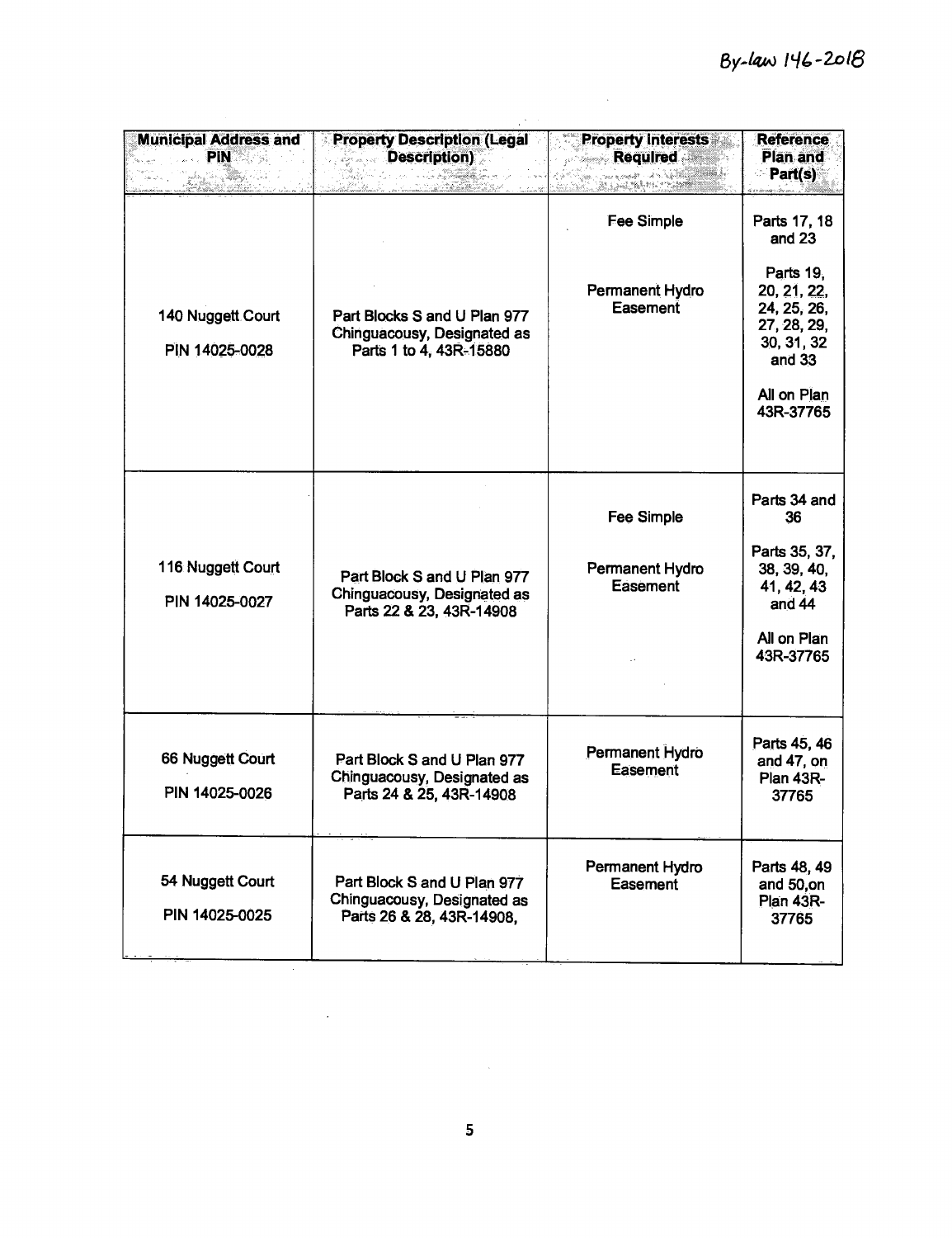By-law 146-2018

| Municipal Address and PIN | Property Description (Legal Description) | Property Interests Required | Reference Plan and Part(s) |
|---|---|---|---|
| 140 Nuggett Court<br><br>PIN 14025-0028 | Part Blocks S and U Plan 977 Chinguacousy, Designated as Parts 1 to 4, 43R-15880 | Fee Simple<br><br>Permanent Hydro Easement | Parts 17, 18 and 23<br><br>Parts 19, 20, 21, 22, 24, 25, 26, 27, 28, 29, 30, 31, 32 and 33<br><br>All on Plan 43R-37765 |
| 116 Nuggett Court<br><br>PIN 14025-0027 | Part Block S and U Plan 977 Chinguacousy, Designated as Parts 22 & 23, 43R-14908 | Fee Simple<br><br>Permanent Hydro Easement | Parts 34 and 36<br><br>Parts 35, 37, 38, 39, 40, 41, 42, 43 and 44<br><br>All on Plan 43R-37765 |
| 66 Nuggett Court<br><br>PIN 14025-0026 | Part Block S and U Plan 977 Chinguacousy, Designated as Parts 24 & 25, 43R-14908 | Permanent Hydro Easement | Parts 45, 46 and 47, on Plan 43R-37765 |
| 54 Nuggett Court<br><br>PIN 14025-0025 | Part Block S and U Plan 977 Chinguacousy, Designated as Parts 26 & 28, 43R-14908, | Permanent Hydro Easement | Parts 48, 49 and 50,on Plan 43R-37765 |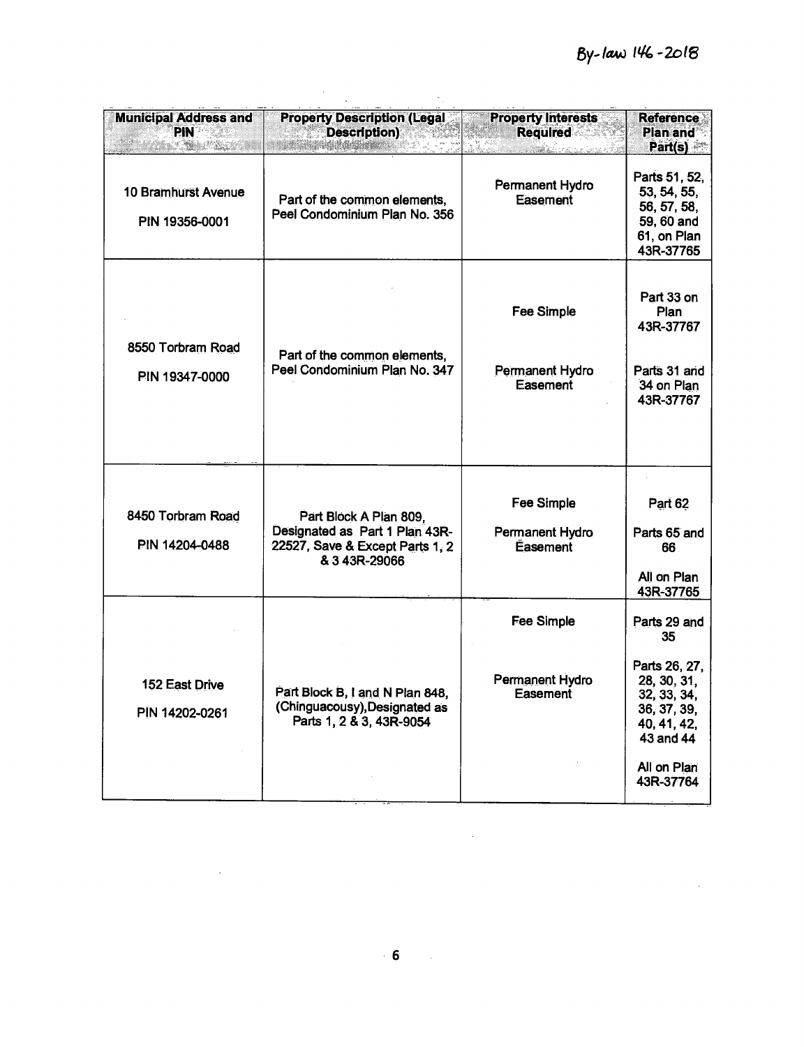By-law 146-2018

| Municipal Address and PIN | Property Description (Legal Description) | Property Interests Required | Reference Plan and Part(s) |
|---|---|---|---|
| 10 Bramhurst Avenue<br><br>PIN 19356-0001 | Part of the common elements, Peel Condominium Plan No. 356 | Permanent Hydro Easement | Parts 51, 52, 53, 54, 55, 56, 57, 58, 59, 60 and 61, on Plan 43R-37765 |
| 8550 Torbram Road<br><br>PIN 19347-0000 | Part of the common elements, Peel Condominium Plan No. 347 | Fee Simple<br><br>Permanent Hydro Easement | Part 33 on Plan 43R-37767<br><br>Parts 31 and 34 on Plan 43R-37767 |
| 8450 Torbram Road<br><br>PIN 14204-0488 | Part Block A Plan 809, Designated as Part 1 Plan 43R-22527, Save & Except Parts 1, 2 & 3 43R-29066 | Fee Simple<br><br>Permanent Hydro Easement | Part 62<br><br>Parts 65 and 66<br><br>All on Plan 43R-37765 |
| 152 East Drive<br><br>PIN 14202-0261 | Part Block B, I and N Plan 848, (Chinguacousy), Designated as Parts 1, 2 & 3, 43R-9054 | Fee Simple<br><br>Permanent Hydro Easement | Parts 29 and 35<br><br>Parts 26, 27, 28, 30, 31, 32, 33, 34, 36, 37, 39, 40, 41, 42, 43 and 44<br><br>All on Plan 43R-37764 |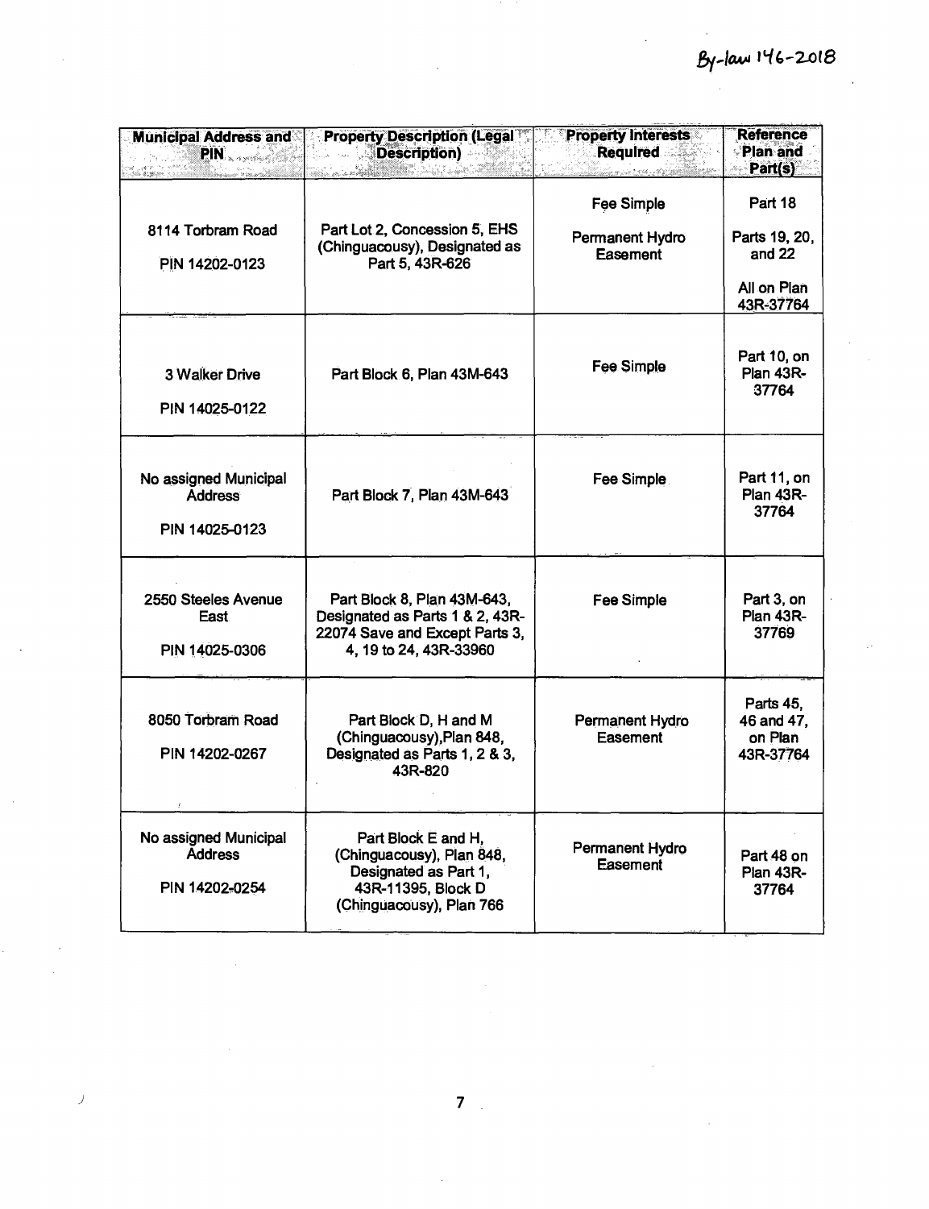By-law 146-2018

| Municipal Address and PIN | Property Description (Legal Description) | Property Interests Required | Reference Plan and Part(s) |
|---|---|---|---|
| 8114 Torbram Road<br><br>PIN 14202-0123 | Part Lot 2, Concession 5, EHS (Chinguacousy), Designated as Part 5, 43R-626 | Fee Simple<br><br>Permanent Hydro Easement | Part 18<br><br>Parts 19, 20, and 22<br><br>All on Plan 43R-37764 |
| 3 Walker Drive<br><br>PIN 14025-0122 | Part Block 6, Plan 43M-643 | Fee Simple | Part 10, on Plan 43R-37764 |
| No assigned Municipal Address<br><br>PIN 14025-0123 | Part Block 7, Plan 43M-643 | Fee Simple | Part 11, on Plan 43R-37764 |
| 2550 Steeles Avenue East<br><br>PIN 14025-0306 | Part Block 8, Plan 43M-643, Designated as Parts 1 & 2, 43R-22074 Save and Except Parts 3, 4, 19 to 24, 43R-33960 | Fee Simple | Part 3, on Plan 43R-37769 |
| 8050 Torbram Road<br><br>PIN 14202-0267 | Part Block D, H and M (Chinguacousy),Plan 848, Designated as Parts 1, 2 & 3, 43R-820 | Permanent Hydro Easement | Parts 45, 46 and 47, on Plan 43R-37764 |
| No assigned Municipal Address<br><br>PIN 14202-0254 | Part Block E and H, (Chinguacousy), Plan 848, Designated as Part 1, 43R-11395, Block D (Chinguacousy), Plan 766 | Permanent Hydro Easement | Part 48 on Plan 43R-37764 |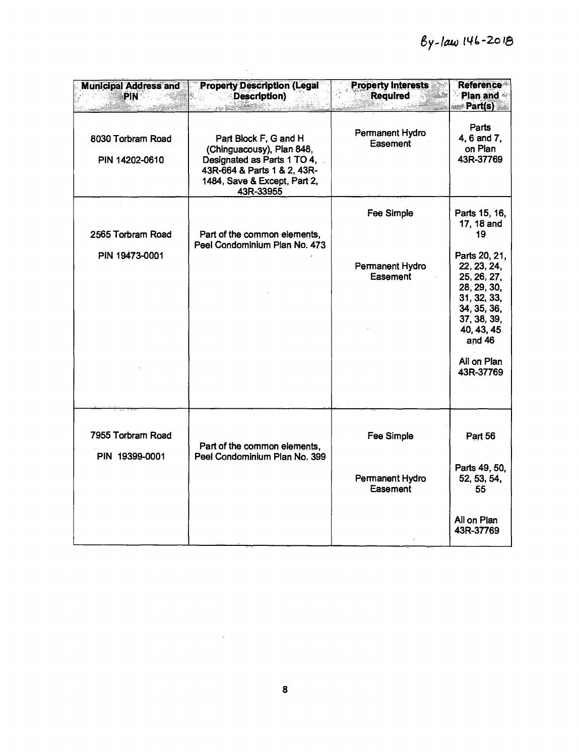By-law 146-2018

| Municipal Address and PIN | Property Description (Legal Description) | Property Interests Required | Reference Plan and Part(s) |
|---|---|---|---|
| 8030 Torbram Road<br><br>PIN 14202-0610 | Part Block F, G and H (Chinguacousy), Plan 848, Designated as Parts 1 TO 4, 43R-664 & Parts 1 & 2, 43R-1484, Save & Except, Part 2, 43R-33955 | Permanent Hydro Easement | Parts 4, 6 and 7, on Plan 43R-37769 |
| 2565 Torbram Road<br><br>PIN 19473-0001 | Part of the common elements, Peel Condominium Plan No. 473 | Fee Simple<br><br>Permanent Hydro Easement | Parts 15, 16, 17, 18 and 19<br><br>Parts 20, 21, 22, 23, 24, 25, 26, 27, 28, 29, 30, 31, 32, 33, 34, 35, 36, 37, 38, 39, 40, 43, 45 and 46<br><br>All on Plan 43R-37769 |
| 7955 Torbram Road<br><br>PIN 19399-0001 | Part of the common elements, Peel Condominium Plan No. 399 | Fee Simple<br><br>Permanent Hydro Easement | Part 56<br><br>Parts 49, 50, 52, 53, 54, 55<br><br>All on Plan 43R-37769 |